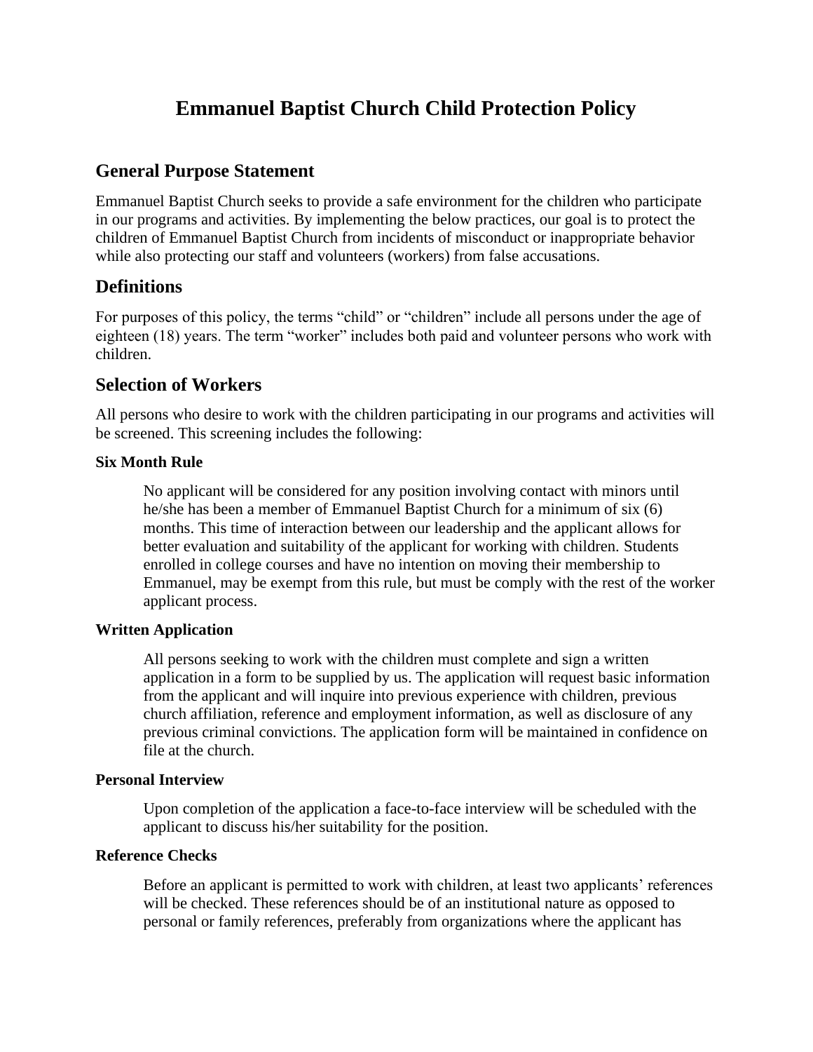# Emmanuel Baptist Church Child Protection Policy

## General Purpose Statement

Emmanuel Baptist Church seeks to provide a safe environment for the children who participate in our programs and activities. By implementing the below practices, our goal is to protect the children of Emmanuel Baptist Church from incidents of misconduct or inappropriate behavior while also protecting our staff and volunteers (workers) from false accusations.

## Definitions

For purposes of this policy, the terms “child” or “children” include all persons under the age of eighteen (18) years. The term “worker” includes both paid and volunteer persons who work with children.

## Selection of Workers

All persons who desire to work with the children participating in our programs and activities will be screened. This screening includes the following:

### Six Month Rule

No applicant will be considered for any position involving contact with minors until he/she has been a member of Emmanuel Baptist Church for a minimum of six (6) months. This time of interaction between our leadership and the applicant allows for better evaluation and suitability of the applicant for working with children. Students enrolled in college courses and have no intention on moving their membership to Emmanuel, may be exempt from this rule, but must be comply with the rest of the worker applicant process.

### Written Application

All persons seeking to work with the children must complete and sign a written application in a form to be supplied by us. The application will request basic information from the applicant and will inquire into previous experience with children, previous church affiliation, reference and employment information, as well as disclosure of any previous criminal convictions. The application form will be maintained in confidence on file at the church.

### Personal Interview

Upon completion of the application a face-to-face interview will be scheduled with the applicant to discuss his/her suitability for the position.

### Reference Checks

Before an applicant is permitted to work with children, at least two applicants’ references will be checked. These references should be of an institutional nature as opposed to personal or family references, preferably from organizations where the applicant has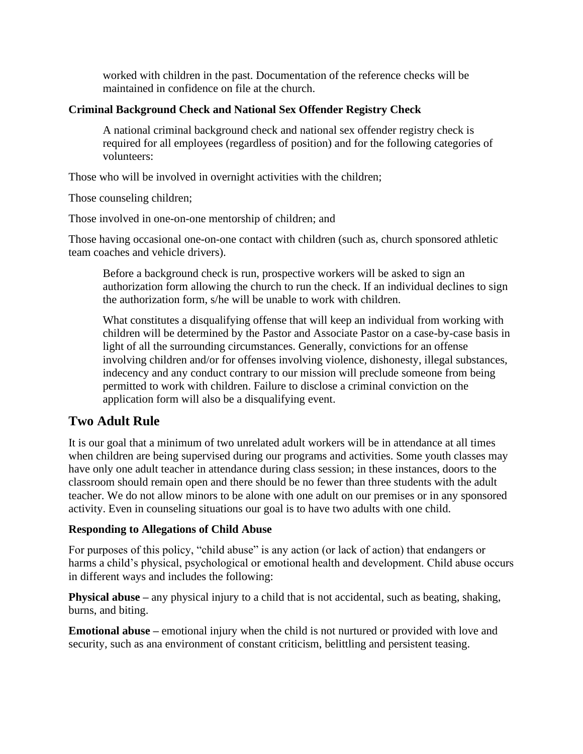worked with children in the past. Documentation of the reference checks will be maintained in confidence on file at the church.

**Criminal Background Check and National Sex Offender Registry Check**

A national criminal background check and national sex offender registry check is required for all employees (regardless of position) and for the following categories of volunteers:

Those who will be involved in overnight activities with the children;

Those counseling children;

Those involved in one-on-one mentorship of children; and

Those having occasional one-on-one contact with children (such as, church sponsored athletic team coaches and vehicle drivers).

Before a background check is run, prospective workers will be asked to sign an authorization form allowing the church to run the check. If an individual declines to sign the authorization form, s/he will be unable to work with children.

What constitutes a disqualifying offense that will keep an individual from working with children will be determined by the Pastor and Associate Pastor on a case-by-case basis in light of all the surrounding circumstances. Generally, convictions for an offense involving children and/or for offenses involving violence, dishonesty, illegal substances, indecency and any conduct contrary to our mission will preclude someone from being permitted to work with children. Failure to disclose a criminal conviction on the application form will also be a disqualifying event.

## Two Adult Rule

It is our goal that a minimum of two unrelated adult workers will be in attendance at all times when children are being supervised during our programs and activities. Some youth classes may have only one adult teacher in attendance during class session; in these instances, doors to the classroom should remain open and there should be no fewer than three students with the adult teacher. We do not allow minors to be alone with one adult on our premises or in any sponsored activity. Even in counseling situations our goal is to have two adults with one child.

**Responding to Allegations of Child Abuse**

For purposes of this policy, "child abuse" is any action (or lack of action) that endangers or harms a child's physical, psychological or emotional health and development. Child abuse occurs in different ways and includes the following:

**Physical abuse –** any physical injury to a child that is not accidental, such as beating, shaking, burns, and biting.

**Emotional abuse –** emotional injury when the child is not nurtured or provided with love and security, such as ana environment of constant criticism, belittling and persistent teasing.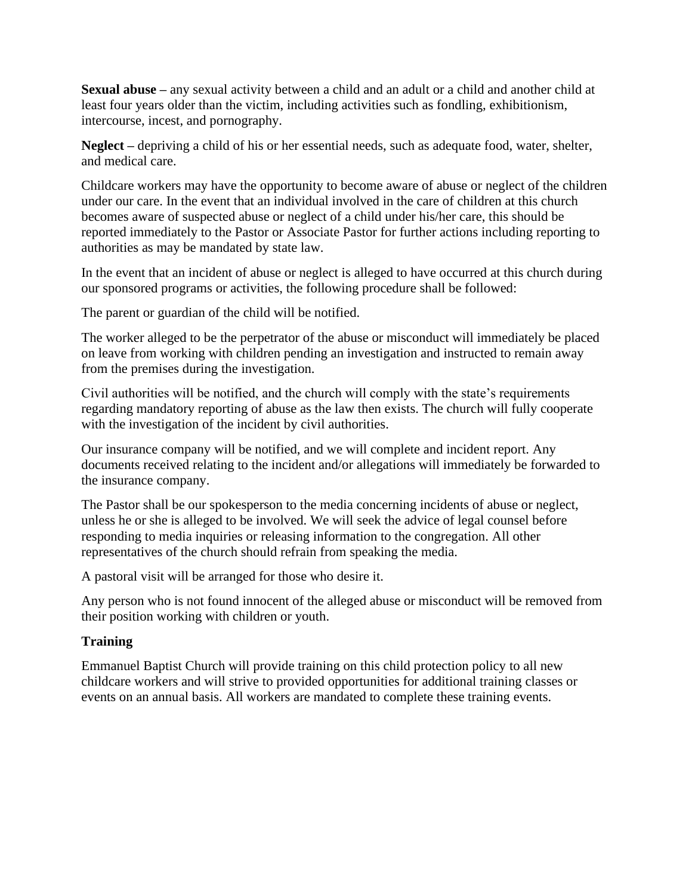**Sexual abuse –** any sexual activity between a child and an adult or a child and another child at least four years older than the victim, including activities such as fondling, exhibitionism, intercourse, incest, and pornography.

**Neglect –** depriving a child of his or her essential needs, such as adequate food, water, shelter, and medical care.

Childcare workers may have the opportunity to become aware of abuse or neglect of the children under our care. In the event that an individual involved in the care of children at this church becomes aware of suspected abuse or neglect of a child under his/her care, this should be reported immediately to the Pastor or Associate Pastor for further actions including reporting to authorities as may be mandated by state law.

In the event that an incident of abuse or neglect is alleged to have occurred at this church during our sponsored programs or activities, the following procedure shall be followed:

The parent or guardian of the child will be notified.

The worker alleged to be the perpetrator of the abuse or misconduct will immediately be placed on leave from working with children pending an investigation and instructed to remain away from the premises during the investigation.

Civil authorities will be notified, and the church will comply with the state's requirements regarding mandatory reporting of abuse as the law then exists. The church will fully cooperate with the investigation of the incident by civil authorities.

Our insurance company will be notified, and we will complete and incident report. Any documents received relating to the incident and/or allegations will immediately be forwarded to the insurance company.

The Pastor shall be our spokesperson to the media concerning incidents of abuse or neglect, unless he or she is alleged to be involved. We will seek the advice of legal counsel before responding to media inquiries or releasing information to the congregation. All other representatives of the church should refrain from speaking the media.

A pastoral visit will be arranged for those who desire it.

Any person who is not found innocent of the alleged abuse or misconduct will be removed from their position working with children or youth.

### Training

Emmanuel Baptist Church will provide training on this child protection policy to all new childcare workers and will strive to provided opportunities for additional training classes or events on an annual basis. All workers are mandated to complete these training events.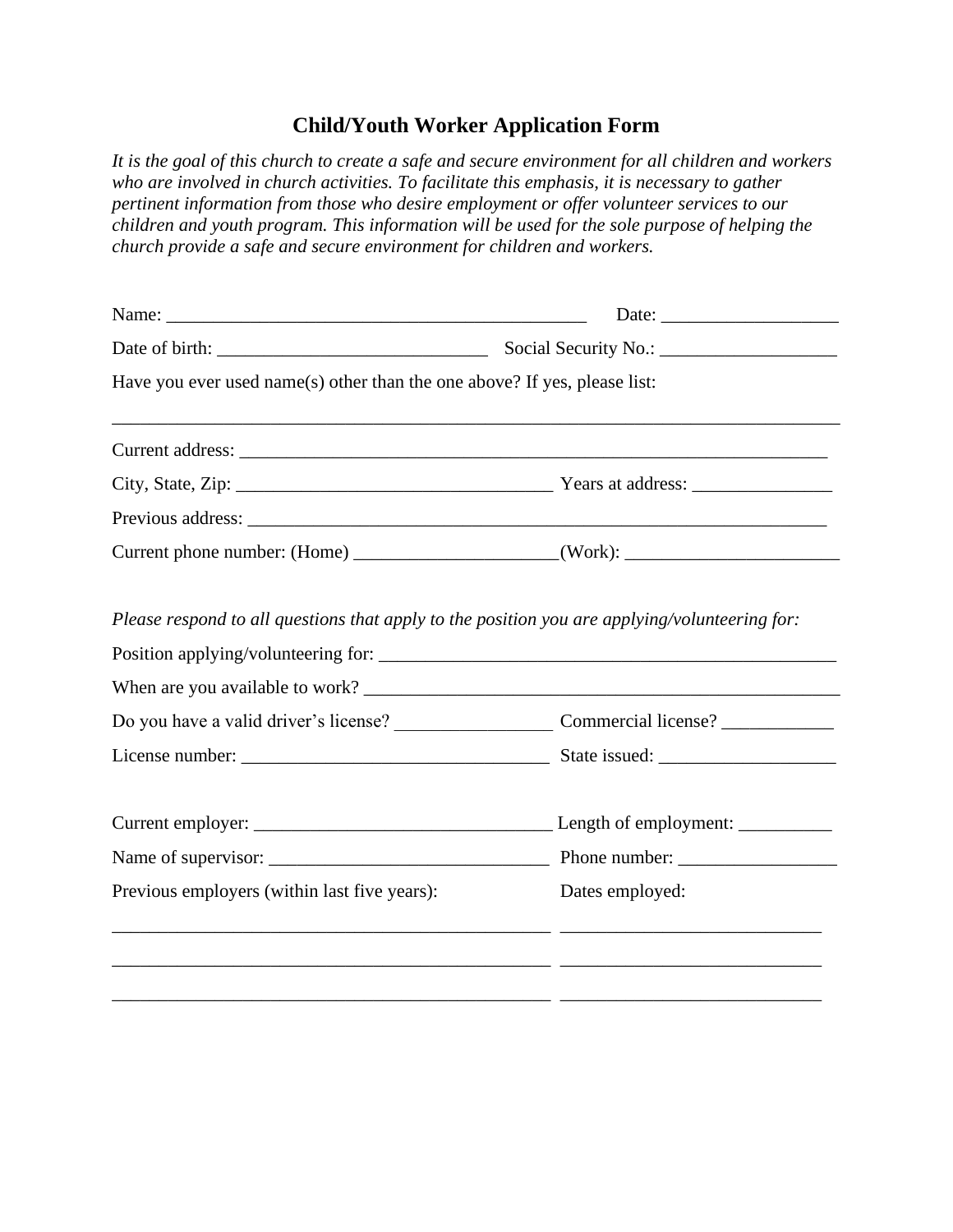# Child/Youth Worker Application Form

*It is the goal of this church to create a safe and secure environment for all children and workers who are involved in church activities. To facilitate this emphasis, it is necessary to gather pertinent information from those who desire employment or offer volunteer services to our children and youth program. This information will be used for the sole purpose of helping the church provide a safe and secure environment for children and workers.*

Name: ______________________________________________ Date: ___________________

Date of birth: _____________________________ Social Security No.: ___________________

Have you ever used name(s) other than the one above? If yes, please list:

________________________________________________________________________________

Current address: _________________________________________________________________

City, State, Zip: __________________________________ Years at address: _______________

Previous address: ________________________________________________________________

Current phone number: (Home) _____________________(Work): ______________________

*Please respond to all questions that apply to the position you are applying/volunteering for:*

Position applying/volunteering for: ___________________________________________________

When are you available to work? _____________________________________________________

Do you have a valid driver's license? _________________ Commercial license? ____________

License number: _________________________________ State issued: ___________________

Current employer: ________________________________ Length of employment: __________

Name of supervisor: ______________________________ Phone number: _________________

Previous employers (within last five years): Dates employed:

________________________________________________ ___________________________

________________________________________________ ___________________________

________________________________________________ ___________________________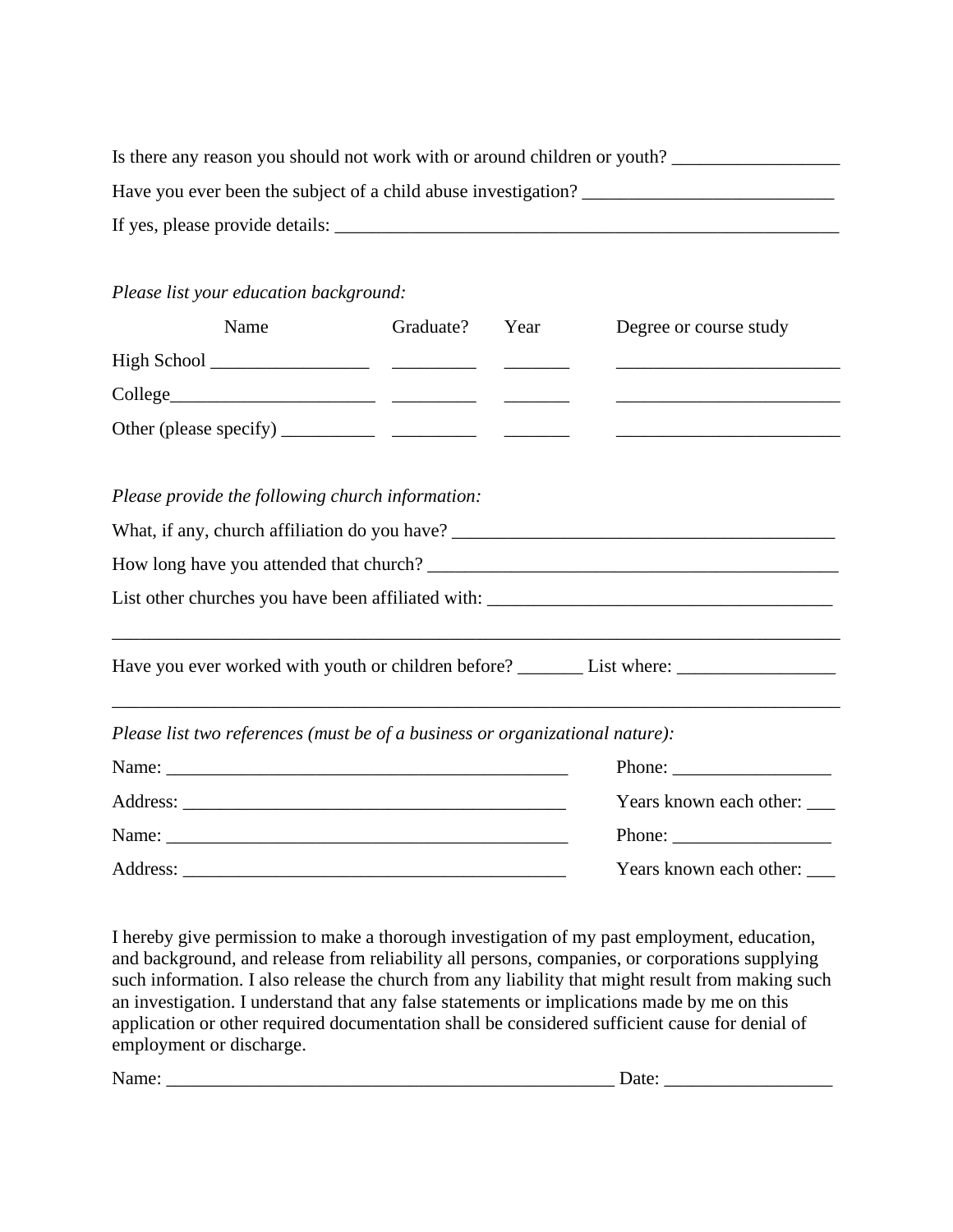Is there any reason you should not work with or around children or youth? __________________

Have you ever been the subject of a child abuse investigation? ___________________________

If yes, please provide details: _________________________________________________________

*Please list your education background:*

| | Name | Graduate? | Year | Degree or course study |
|---|---|---|---|---|
| High School | _________________ | _________ | _______ | ________________________ |
| College | ______________________ | _________ | _______ | ________________________ |
| Other (please specify) | __________ | _________ | _______ | ________________________ |

*Please provide the following church information:*

What, if any, church affiliation do you have? _________________________________________

How long have you attended that church? _____________________________________________

List other churches you have been affiliated with: _____________________________________

_______________________________________________________________________________

Have you ever worked with youth or children before? _______ List where: _________________

_______________________________________________________________________________

*Please list two references (must be of a business or organizational nature):*

Name: ____________________________________________ Phone: _________________

Address: __________________________________________ Years known each other: ___

Name: ____________________________________________ Phone: _________________

Address: __________________________________________ Years known each other: ___

I hereby give permission to make a thorough investigation of my past employment, education, and background, and release from reliability all persons, companies, or corporations supplying such information. I also release the church from any liability that might result from making such an investigation. I understand that any false statements or implications made by me on this application or other required documentation shall be considered sufficient cause for denial of employment or discharge.

Name: ________________________________________________ Date: __________________